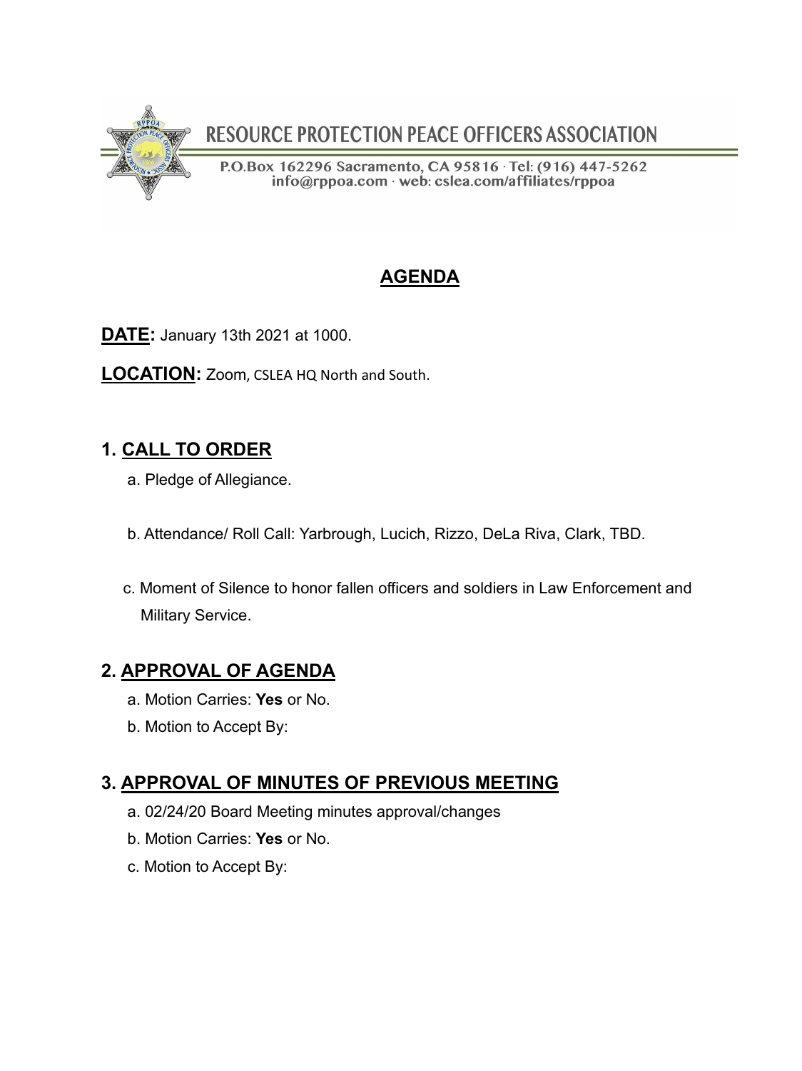# RESOURCE PROTECTION PEACE OFFICERS ASSOCIATION

P.O.Box 162296 Sacramento, CA 95816 · Tel: (916) 447-5262
info@rppoa.com · web: cslea.com/affiliates/rppoa

## AGENDA

**DATE:** January 13th 2021 at 1000.

**LOCATION:** Zoom, CSLEA HQ North and South.

### 1. CALL TO ORDER

a. Pledge of Allegiance.

b. Attendance/ Roll Call: Yarbrough, Lucich, Rizzo, DeLa Riva, Clark, TBD.

c. Moment of Silence to honor fallen officers and soldiers in Law Enforcement and Military Service.

### 2. APPROVAL OF AGENDA

a. Motion Carries: **Yes** or No.

b. Motion to Accept By:

### 3. APPROVAL OF MINUTES OF PREVIOUS MEETING

a. 02/24/20 Board Meeting minutes approval/changes

b. Motion Carries: **Yes** or No.

c. Motion to Accept By: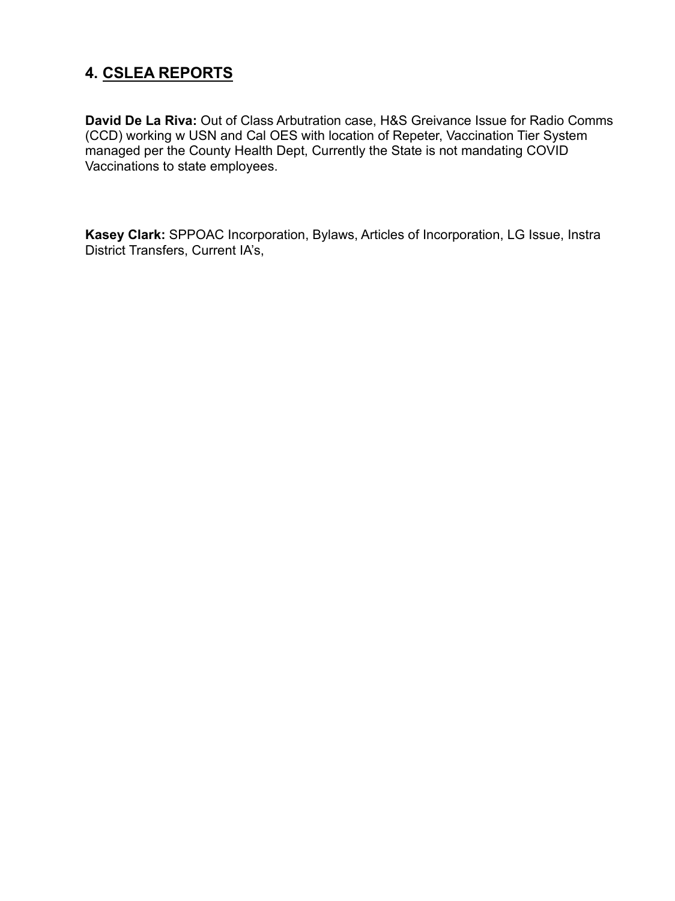## 4. CSLEA REPORTS

**David De La Riva:** Out of Class Arbutration case, H&S Greivance Issue for Radio Comms (CCD) working w USN and Cal OES with location of Repeter, Vaccination Tier System managed per the County Health Dept, Currently the State is not mandating COVID Vaccinations to state employees.

**Kasey Clark:** SPPOAC Incorporation, Bylaws, Articles of Incorporation, LG Issue, Instra District Transfers, Current IA's,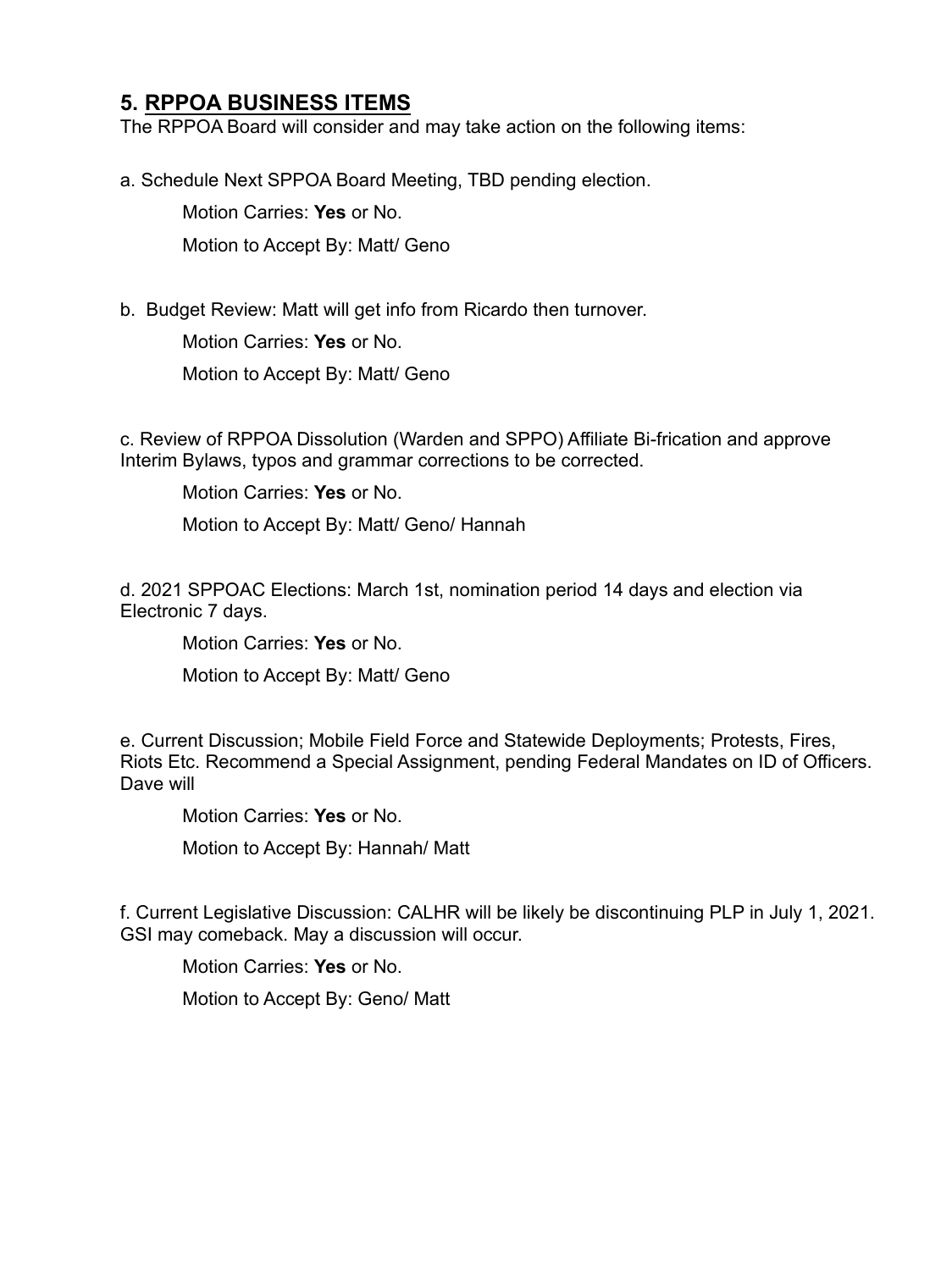## 5. <u>RPPOA BUSINESS ITEMS</u>

The RPPOA Board will consider and may take action on the following items:

a. Schedule Next SPPOA Board Meeting, TBD pending election.

Motion Carries: **Yes** or No.

Motion to Accept By: Matt/ Geno

b. Budget Review: Matt will get info from Ricardo then turnover.

Motion Carries: **Yes** or No.

Motion to Accept By: Matt/ Geno

c. Review of RPPOA Dissolution (Warden and SPPO) Affiliate Bi-frication and approve Interim Bylaws, typos and grammar corrections to be corrected.

Motion Carries: **Yes** or No.

Motion to Accept By: Matt/ Geno/ Hannah

d. 2021 SPPOAC Elections: March 1st, nomination period 14 days and election via Electronic 7 days.

Motion Carries: **Yes** or No.

Motion to Accept By: Matt/ Geno

e. Current Discussion; Mobile Field Force and Statewide Deployments; Protests, Fires, Riots Etc. Recommend a Special Assignment, pending Federal Mandates on ID of Officers. Dave will

Motion Carries: **Yes** or No.

Motion to Accept By: Hannah/ Matt

f. Current Legislative Discussion: CALHR will be likely be discontinuing PLP in July 1, 2021. GSI may comeback. May a discussion will occur.

Motion Carries: **Yes** or No.

Motion to Accept By: Geno/ Matt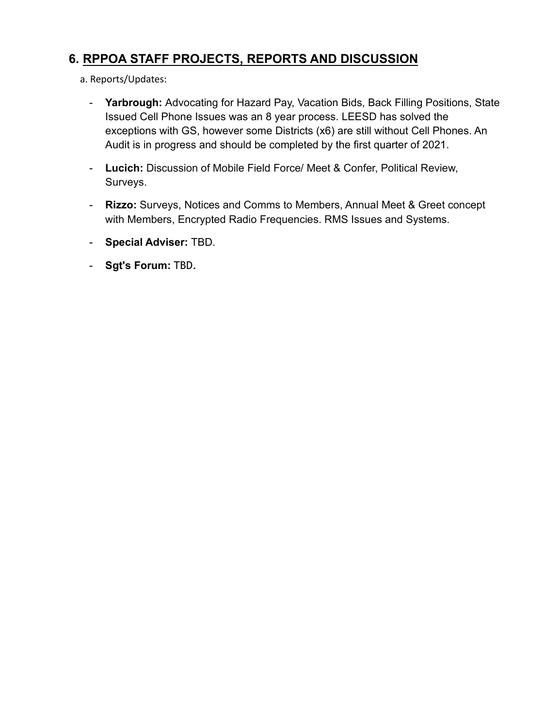## 6. <u>RPPOA STAFF PROJECTS, REPORTS AND DISCUSSION</u>

a. Reports/Updates:

- **Yarbrough:** Advocating for Hazard Pay, Vacation Bids, Back Filling Positions, State Issued Cell Phone Issues was an 8 year process. LEESD has solved the exceptions with GS, however some Districts (x6) are still without Cell Phones. An Audit is in progress and should be completed by the first quarter of 2021.
- **Lucich:** Discussion of Mobile Field Force/ Meet & Confer, Political Review, Surveys.
- **Rizzo:** Surveys, Notices and Comms to Members, Annual Meet & Greet concept with Members, Encrypted Radio Frequencies. RMS Issues and Systems.
- **Special Adviser:** TBD.
- **Sgt's Forum:** TBD.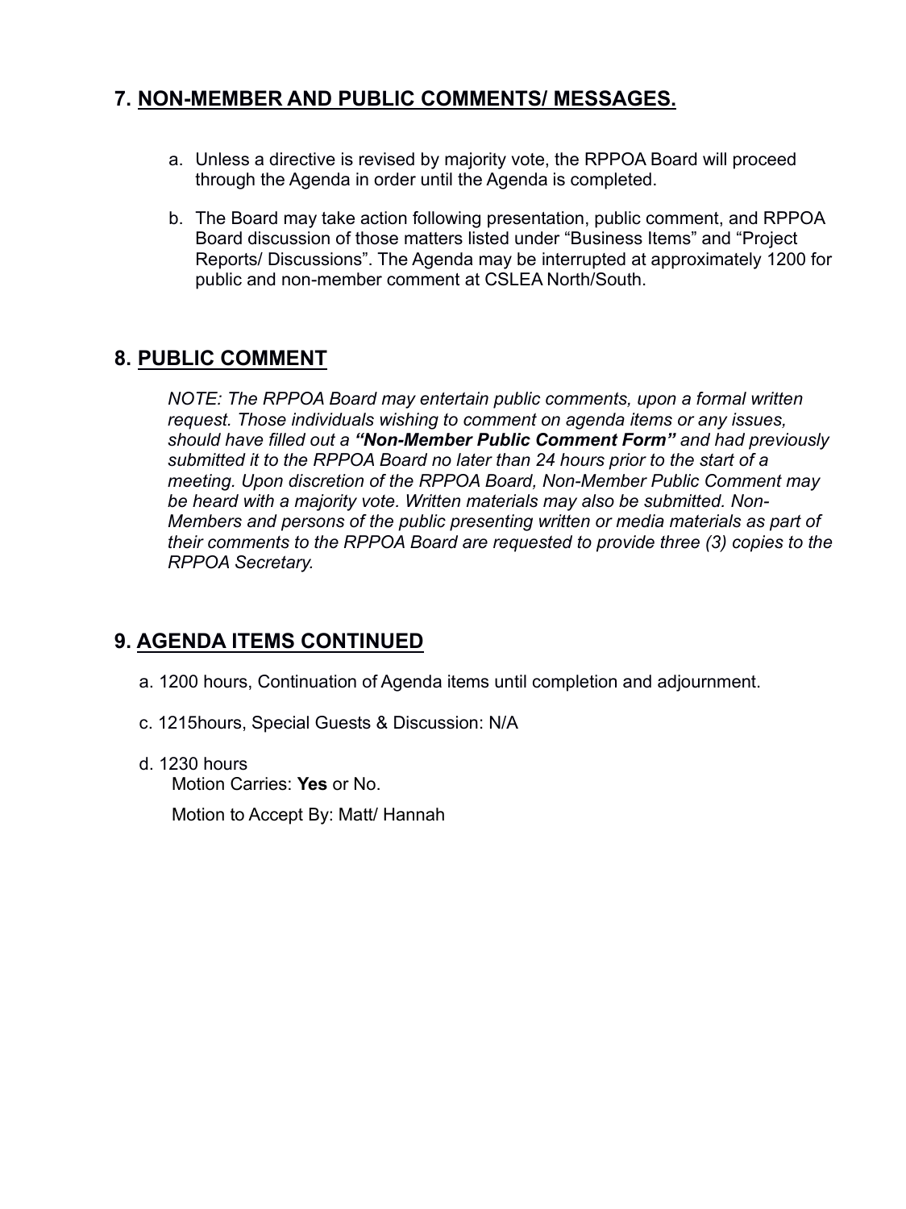## 7. NON-MEMBER AND PUBLIC COMMENTS/ MESSAGES.

a. Unless a directive is revised by majority vote, the RPPOA Board will proceed through the Agenda in order until the Agenda is completed.

b. The Board may take action following presentation, public comment, and RPPOA Board discussion of those matters listed under "Business Items" and "Project Reports/ Discussions". The Agenda may be interrupted at approximately 1200 for public and non-member comment at CSLEA North/South.

## 8. PUBLIC COMMENT

*NOTE: The RPPOA Board may entertain public comments, upon a formal written request. Those individuals wishing to comment on agenda items or any issues, should have filled out a* ***"Non-Member Public Comment Form"*** *and had previously submitted it to the RPPOA Board no later than 24 hours prior to the start of a meeting. Upon discretion of the RPPOA Board, Non-Member Public Comment may be heard with a majority vote. Written materials may also be submitted. Non-Members and persons of the public presenting written or media materials as part of their comments to the RPPOA Board are requested to provide three (3) copies to the RPPOA Secretary.*

## 9. AGENDA ITEMS CONTINUED

a. 1200 hours, Continuation of Agenda items until completion and adjournment.

c. 1215hours, Special Guests & Discussion: N/A

d. 1230 hours

Motion Carries: **Yes** or No.

Motion to Accept By: Matt/ Hannah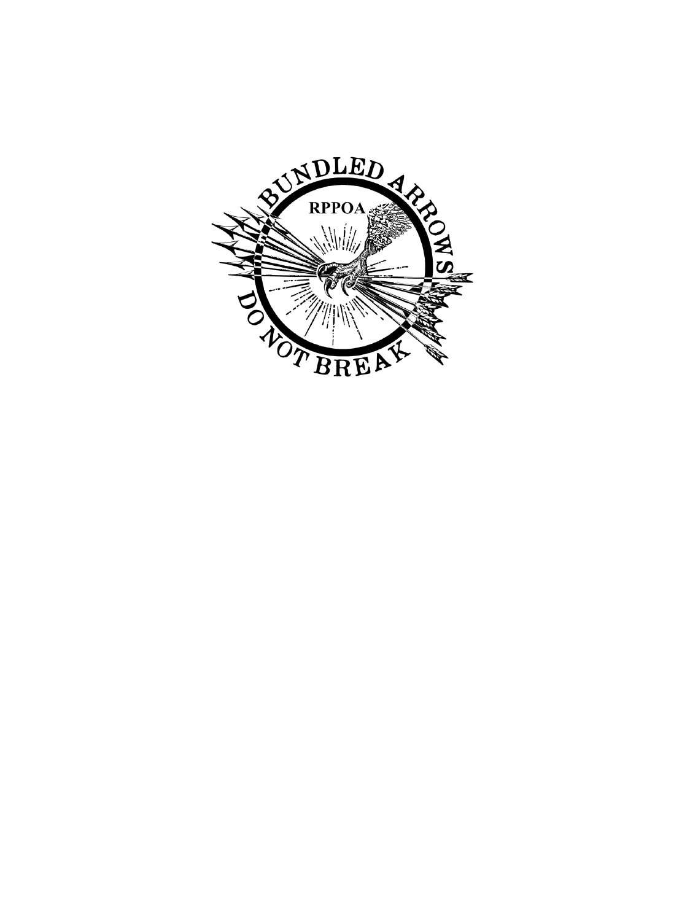BUNDLED ARROWS

RPPOA

DO NOT BREAK